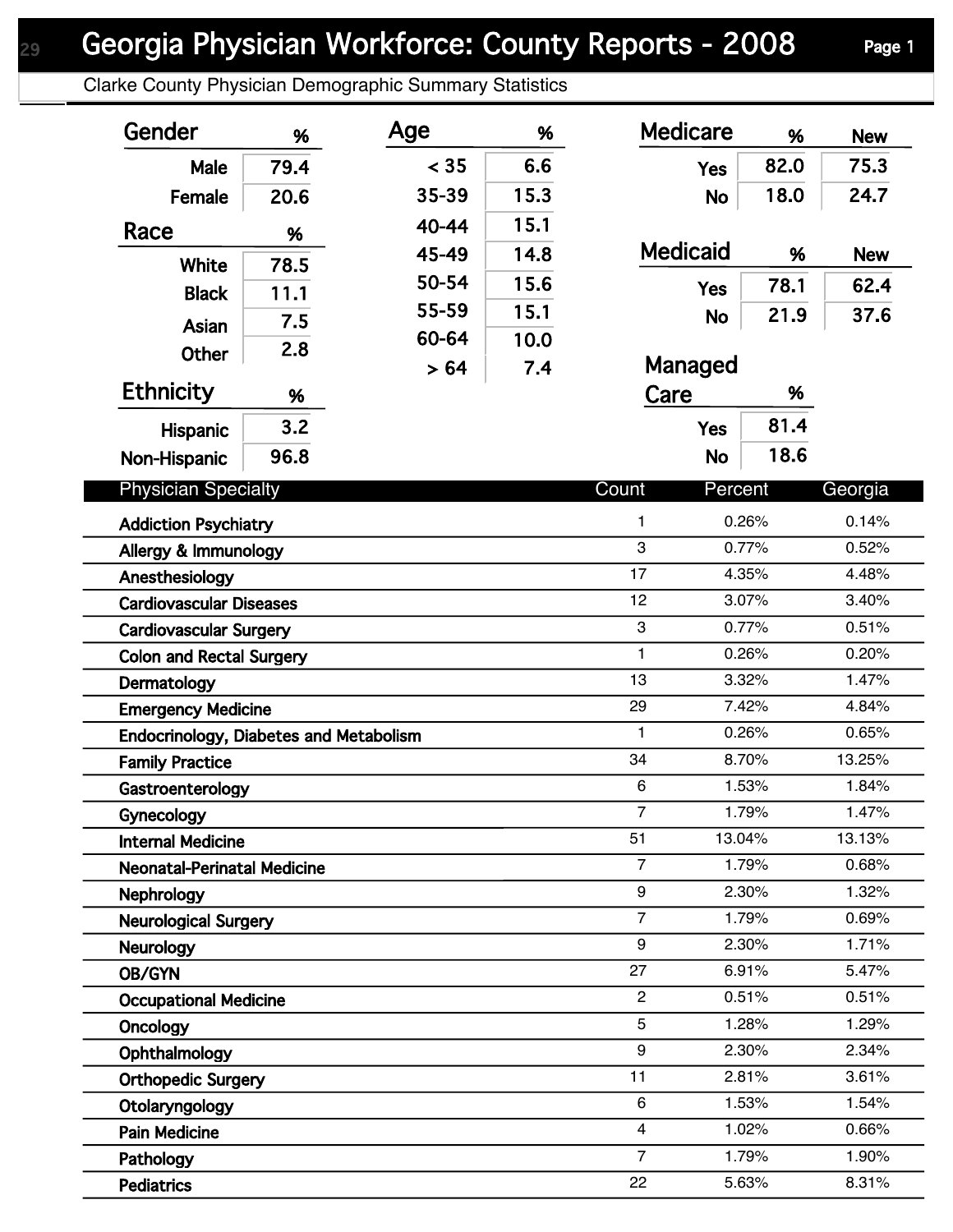# Georgia Physician Workforce: County Reports - 2008

Clarke County Physician Demographic Summary Statistics

| Gender | % |
|---|---|
| Male | 79.4 |
| Female | 20.6 |

| Race | % |
|---|---|
| White | 78.5 |
| Black | 11.1 |
| Asian | 7.5 |
| Other | 2.8 |

| Ethnicity | % |
|---|---|
| Hispanic | 3.2 |
| Non-Hispanic | 96.8 |

| Age | % |
|---|---|
| < 35 | 6.6 |
| 35-39 | 15.3 |
| 40-44 | 15.1 |
| 45-49 | 14.8 |
| 50-54 | 15.6 |
| 55-59 | 15.1 |
| 60-64 | 10.0 |
| > 64 | 7.4 |

| Medicare | % | New |
|---|---|---|
| Yes | 82.0 | 75.3 |
| No | 18.0 | 24.7 |

| Medicaid | % | New |
|---|---|---|
| Yes | 78.1 | 62.4 |
| No | 21.9 | 37.6 |

| Managed Care | % |
|---|---|
| Yes | 81.4 |
| No | 18.6 |

| Physician Specialty | Count | Percent | Georgia |
|---|---|---|---|
| Addiction Psychiatry | 1 | 0.26% | 0.14% |
| Allergy & Immunology | 3 | 0.77% | 0.52% |
| Anesthesiology | 17 | 4.35% | 4.48% |
| Cardiovascular Diseases | 12 | 3.07% | 3.40% |
| Cardiovascular Surgery | 3 | 0.77% | 0.51% |
| Colon and Rectal Surgery | 1 | 0.26% | 0.20% |
| Dermatology | 13 | 3.32% | 1.47% |
| Emergency Medicine | 29 | 7.42% | 4.84% |
| Endocrinology, Diabetes and Metabolism | 1 | 0.26% | 0.65% |
| Family Practice | 34 | 8.70% | 13.25% |
| Gastroenterology | 6 | 1.53% | 1.84% |
| Gynecology | 7 | 1.79% | 1.47% |
| Internal Medicine | 51 | 13.04% | 13.13% |
| Neonatal-Perinatal Medicine | 7 | 1.79% | 0.68% |
| Nephrology | 9 | 2.30% | 1.32% |
| Neurological Surgery | 7 | 1.79% | 0.69% |
| Neurology | 9 | 2.30% | 1.71% |
| OB/GYN | 27 | 6.91% | 5.47% |
| Occupational Medicine | 2 | 0.51% | 0.51% |
| Oncology | 5 | 1.28% | 1.29% |
| Ophthalmology | 9 | 2.30% | 2.34% |
| Orthopedic Surgery | 11 | 2.81% | 3.61% |
| Otolaryngology | 6 | 1.53% | 1.54% |
| Pain Medicine | 4 | 1.02% | 0.66% |
| Pathology | 7 | 1.79% | 1.90% |
| Pediatrics | 22 | 5.63% | 8.31% |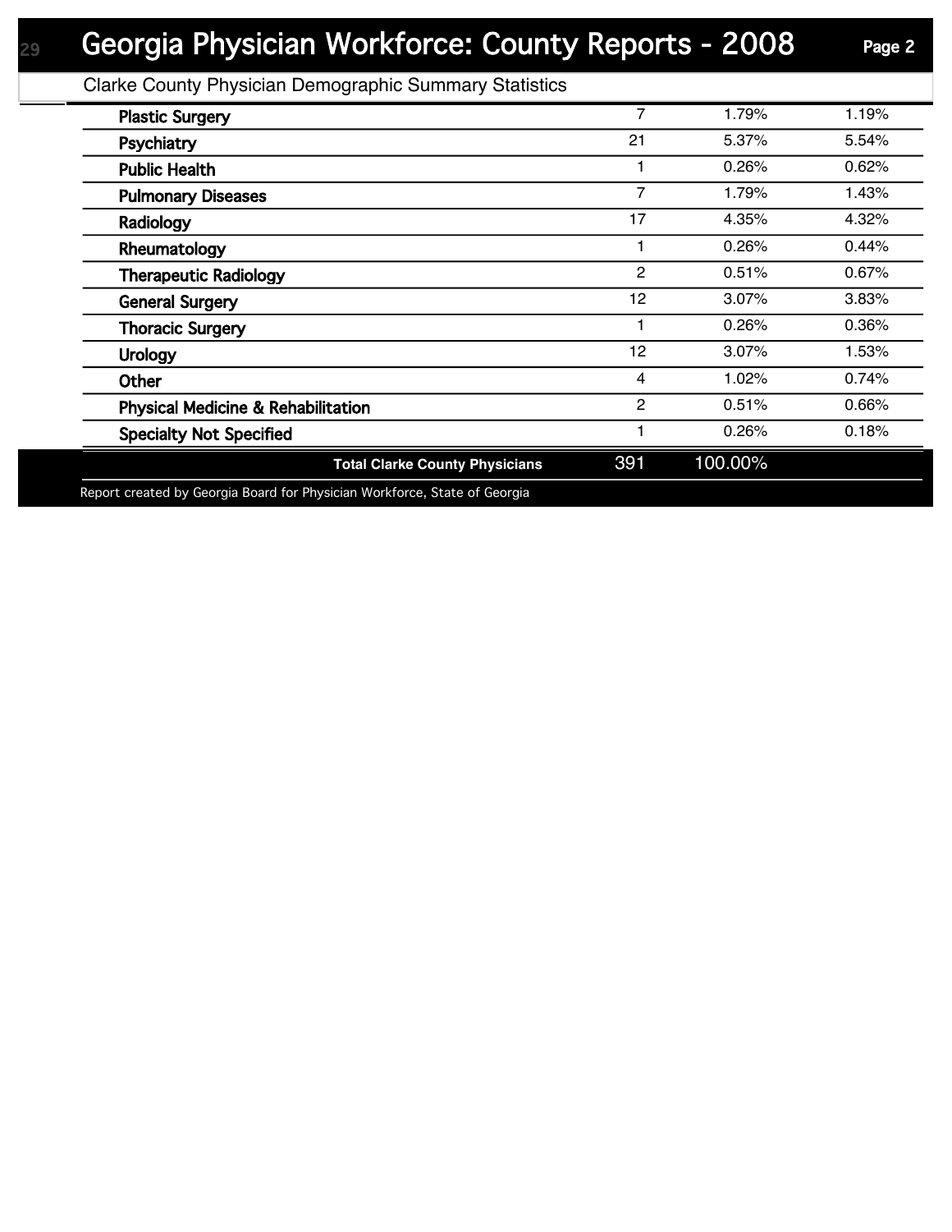Clarke County Physician Demographic Summary Statistics

| | | | |
|---|---|---|---|
| Plastic Surgery | 7 | 1.79% | 1.19% |
| Psychiatry | 21 | 5.37% | 5.54% |
| Public Health | 1 | 0.26% | 0.62% |
| Pulmonary Diseases | 7 | 1.79% | 1.43% |
| Radiology | 17 | 4.35% | 4.32% |
| Rheumatology | 1 | 0.26% | 0.44% |
| Therapeutic Radiology | 2 | 0.51% | 0.67% |
| General Surgery | 12 | 3.07% | 3.83% |
| Thoracic Surgery | 1 | 0.26% | 0.36% |
| Urology | 12 | 3.07% | 1.53% |
| Other | 4 | 1.02% | 0.74% |
| Physical Medicine & Rehabilitation | 2 | 0.51% | 0.66% |
| Specialty Not Specified | 1 | 0.26% | 0.18% |
| **Total Clarke County Physicians** | 391 | 100.00% | |

Report created by Georgia Board for Physician Workforce, State of Georgia